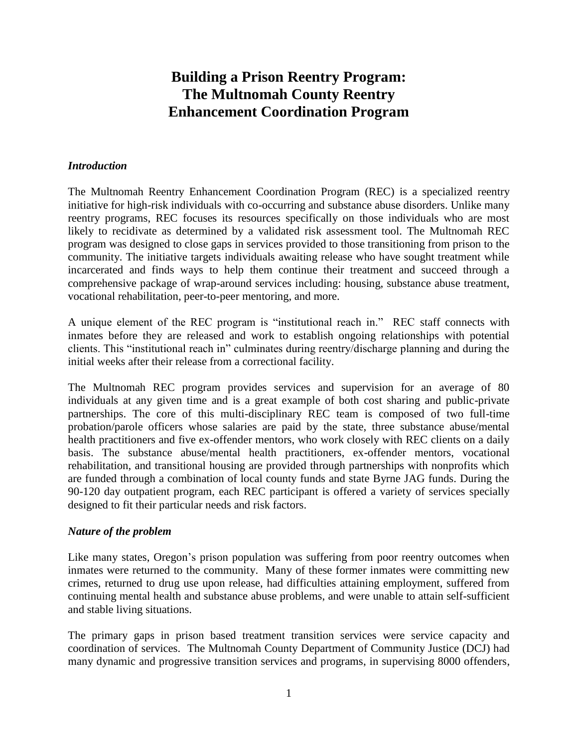# Building a Prison Reentry Program: The Multnomah County Reentry Enhancement Coordination Program

### *Introduction*

The Multnomah Reentry Enhancement Coordination Program (REC) is a specialized reentry initiative for high-risk individuals with co-occurring and substance abuse disorders. Unlike many reentry programs, REC focuses its resources specifically on those individuals who are most likely to recidivate as determined by a validated risk assessment tool. The Multnomah REC program was designed to close gaps in services provided to those transitioning from prison to the community. The initiative targets individuals awaiting release who have sought treatment while incarcerated and finds ways to help them continue their treatment and succeed through a comprehensive package of wrap-around services including: housing, substance abuse treatment, vocational rehabilitation, peer-to-peer mentoring, and more.

A unique element of the REC program is "institutional reach in." REC staff connects with inmates before they are released and work to establish ongoing relationships with potential clients. This "institutional reach in" culminates during reentry/discharge planning and during the initial weeks after their release from a correctional facility.

The Multnomah REC program provides services and supervision for an average of 80 individuals at any given time and is a great example of both cost sharing and public-private partnerships. The core of this multi-disciplinary REC team is composed of two full-time probation/parole officers whose salaries are paid by the state, three substance abuse/mental health practitioners and five ex-offender mentors, who work closely with REC clients on a daily basis. The substance abuse/mental health practitioners, ex-offender mentors, vocational rehabilitation, and transitional housing are provided through partnerships with nonprofits which are funded through a combination of local county funds and state Byrne JAG funds. During the 90-120 day outpatient program, each REC participant is offered a variety of services specially designed to fit their particular needs and risk factors.

### *Nature of the problem*

Like many states, Oregon's prison population was suffering from poor reentry outcomes when inmates were returned to the community. Many of these former inmates were committing new crimes, returned to drug use upon release, had difficulties attaining employment, suffered from continuing mental health and substance abuse problems, and were unable to attain self-sufficient and stable living situations.

The primary gaps in prison based treatment transition services were service capacity and coordination of services. The Multnomah County Department of Community Justice (DCJ) had many dynamic and progressive transition services and programs, in supervising 8000 offenders,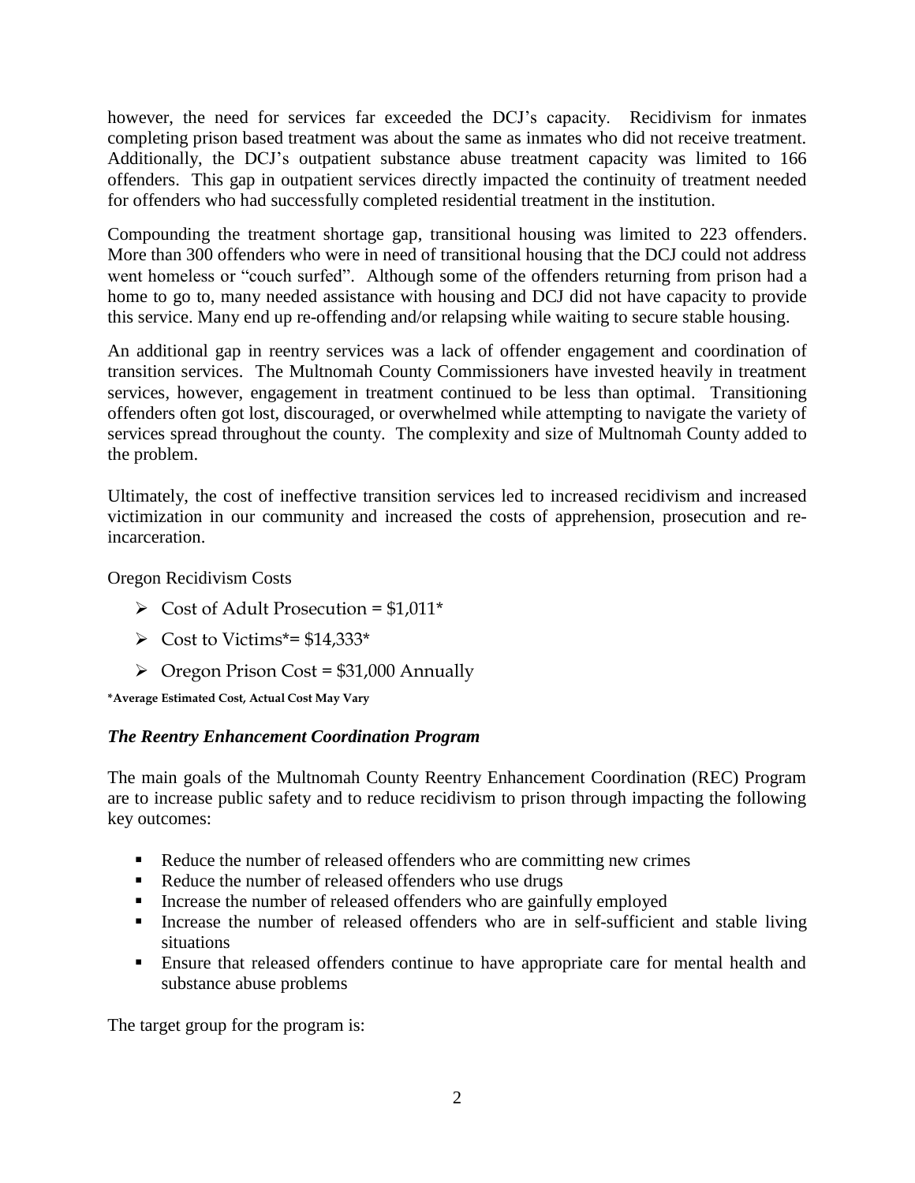however, the need for services far exceeded the DCJ's capacity. Recidivism for inmates completing prison based treatment was about the same as inmates who did not receive treatment. Additionally, the DCJ's outpatient substance abuse treatment capacity was limited to 166 offenders. This gap in outpatient services directly impacted the continuity of treatment needed for offenders who had successfully completed residential treatment in the institution.

Compounding the treatment shortage gap, transitional housing was limited to 223 offenders. More than 300 offenders who were in need of transitional housing that the DCJ could not address went homeless or "couch surfed". Although some of the offenders returning from prison had a home to go to, many needed assistance with housing and DCJ did not have capacity to provide this service. Many end up re-offending and/or relapsing while waiting to secure stable housing.

An additional gap in reentry services was a lack of offender engagement and coordination of transition services. The Multnomah County Commissioners have invested heavily in treatment services, however, engagement in treatment continued to be less than optimal. Transitioning offenders often got lost, discouraged, or overwhelmed while attempting to navigate the variety of services spread throughout the county. The complexity and size of Multnomah County added to the problem.

Ultimately, the cost of ineffective transition services led to increased recidivism and increased victimization in our community and increased the costs of apprehension, prosecution and re-incarceration.

Oregon Recidivism Costs

- Cost of Adult Prosecution = $1,011*
- Cost to Victims*= $14,333*
- Oregon Prison Cost = $31,000 Annually

**\*Average Estimated Cost, Actual Cost May Vary**

### *The Reentry Enhancement Coordination Program*

The main goals of the Multnomah County Reentry Enhancement Coordination (REC) Program are to increase public safety and to reduce recidivism to prison through impacting the following key outcomes:

- Reduce the number of released offenders who are committing new crimes
- Reduce the number of released offenders who use drugs
- Increase the number of released offenders who are gainfully employed
- Increase the number of released offenders who are in self-sufficient and stable living situations
- Ensure that released offenders continue to have appropriate care for mental health and substance abuse problems

The target group for the program is: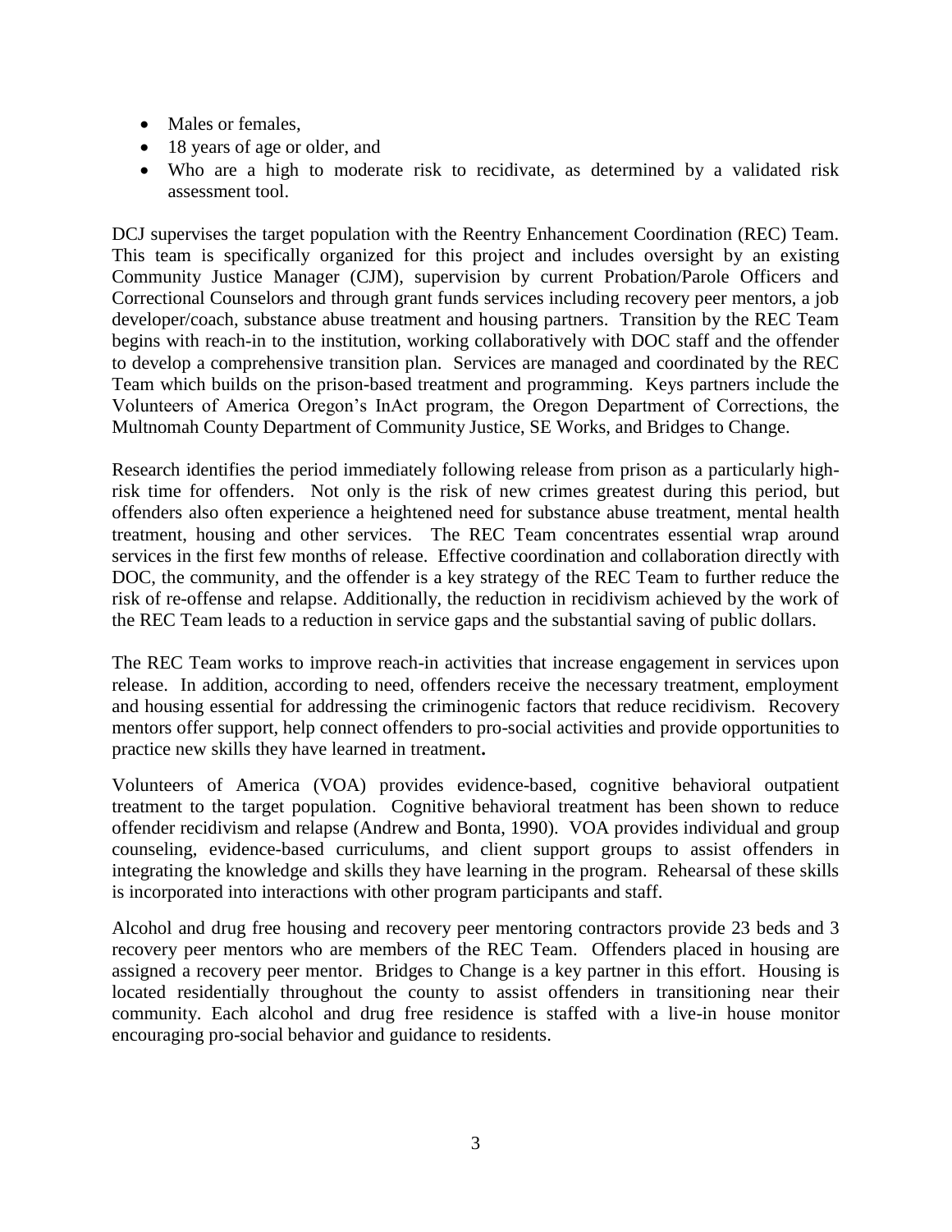- Males or females,
- 18 years of age or older, and
- Who are a high to moderate risk to recidivate, as determined by a validated risk assessment tool.

DCJ supervises the target population with the Reentry Enhancement Coordination (REC) Team. This team is specifically organized for this project and includes oversight by an existing Community Justice Manager (CJM), supervision by current Probation/Parole Officers and Correctional Counselors and through grant funds services including recovery peer mentors, a job developer/coach, substance abuse treatment and housing partners. Transition by the REC Team begins with reach-in to the institution, working collaboratively with DOC staff and the offender to develop a comprehensive transition plan. Services are managed and coordinated by the REC Team which builds on the prison-based treatment and programming. Keys partners include the Volunteers of America Oregon's InAct program, the Oregon Department of Corrections, the Multnomah County Department of Community Justice, SE Works, and Bridges to Change.

Research identifies the period immediately following release from prison as a particularly high-risk time for offenders. Not only is the risk of new crimes greatest during this period, but offenders also often experience a heightened need for substance abuse treatment, mental health treatment, housing and other services. The REC Team concentrates essential wrap around services in the first few months of release. Effective coordination and collaboration directly with DOC, the community, and the offender is a key strategy of the REC Team to further reduce the risk of re-offense and relapse. Additionally, the reduction in recidivism achieved by the work of the REC Team leads to a reduction in service gaps and the substantial saving of public dollars.

The REC Team works to improve reach-in activities that increase engagement in services upon release. In addition, according to need, offenders receive the necessary treatment, employment and housing essential for addressing the criminogenic factors that reduce recidivism. Recovery mentors offer support, help connect offenders to pro-social activities and provide opportunities to practice new skills they have learned in treatment.

Volunteers of America (VOA) provides evidence-based, cognitive behavioral outpatient treatment to the target population. Cognitive behavioral treatment has been shown to reduce offender recidivism and relapse (Andrew and Bonta, 1990). VOA provides individual and group counseling, evidence-based curriculums, and client support groups to assist offenders in integrating the knowledge and skills they have learning in the program. Rehearsal of these skills is incorporated into interactions with other program participants and staff.

Alcohol and drug free housing and recovery peer mentoring contractors provide 23 beds and 3 recovery peer mentors who are members of the REC Team. Offenders placed in housing are assigned a recovery peer mentor. Bridges to Change is a key partner in this effort. Housing is located residentially throughout the county to assist offenders in transitioning near their community. Each alcohol and drug free residence is staffed with a live-in house monitor encouraging pro-social behavior and guidance to residents.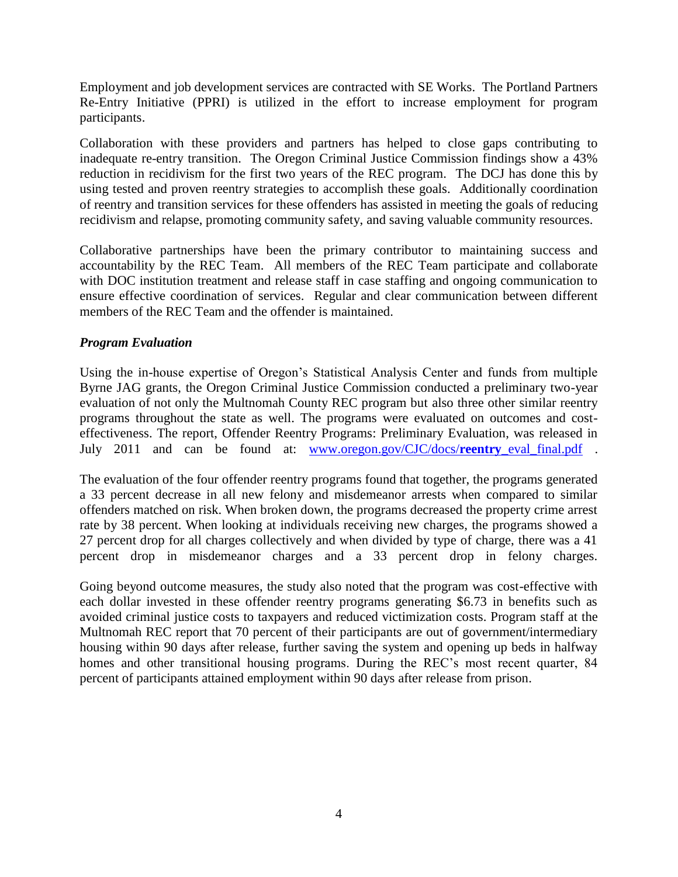Employment and job development services are contracted with SE Works. The Portland Partners Re-Entry Initiative (PPRI) is utilized in the effort to increase employment for program participants.

Collaboration with these providers and partners has helped to close gaps contributing to inadequate re-entry transition. The Oregon Criminal Justice Commission findings show a 43% reduction in recidivism for the first two years of the REC program. The DCJ has done this by using tested and proven reentry strategies to accomplish these goals. Additionally coordination of reentry and transition services for these offenders has assisted in meeting the goals of reducing recidivism and relapse, promoting community safety, and saving valuable community resources.

Collaborative partnerships have been the primary contributor to maintaining success and accountability by the REC Team. All members of the REC Team participate and collaborate with DOC institution treatment and release staff in case staffing and ongoing communication to ensure effective coordination of services. Regular and clear communication between different members of the REC Team and the offender is maintained.

***Program Evaluation***

Using the in-house expertise of Oregon's Statistical Analysis Center and funds from multiple Byrne JAG grants, the Oregon Criminal Justice Commission conducted a preliminary two-year evaluation of not only the Multnomah County REC program but also three other similar reentry programs throughout the state as well. The programs were evaluated on outcomes and cost-effectiveness. The report, Offender Reentry Programs: Preliminary Evaluation, was released in July 2011 and can be found at: [www.oregon.gov/CJC/docs/**reentry**_eval_final.pdf](www.oregon.gov/CJC/docs/reentry_eval_final.pdf) .

The evaluation of the four offender reentry programs found that together, the programs generated a 33 percent decrease in all new felony and misdemeanor arrests when compared to similar offenders matched on risk. When broken down, the programs decreased the property crime arrest rate by 38 percent. When looking at individuals receiving new charges, the programs showed a 27 percent drop for all charges collectively and when divided by type of charge, there was a 41 percent drop in misdemeanor charges and a 33 percent drop in felony charges.

Going beyond outcome measures, the study also noted that the program was cost-effective with each dollar invested in these offender reentry programs generating $6.73 in benefits such as avoided criminal justice costs to taxpayers and reduced victimization costs. Program staff at the Multnomah REC report that 70 percent of their participants are out of government/intermediary housing within 90 days after release, further saving the system and opening up beds in halfway homes and other transitional housing programs. During the REC's most recent quarter, 84 percent of participants attained employment within 90 days after release from prison.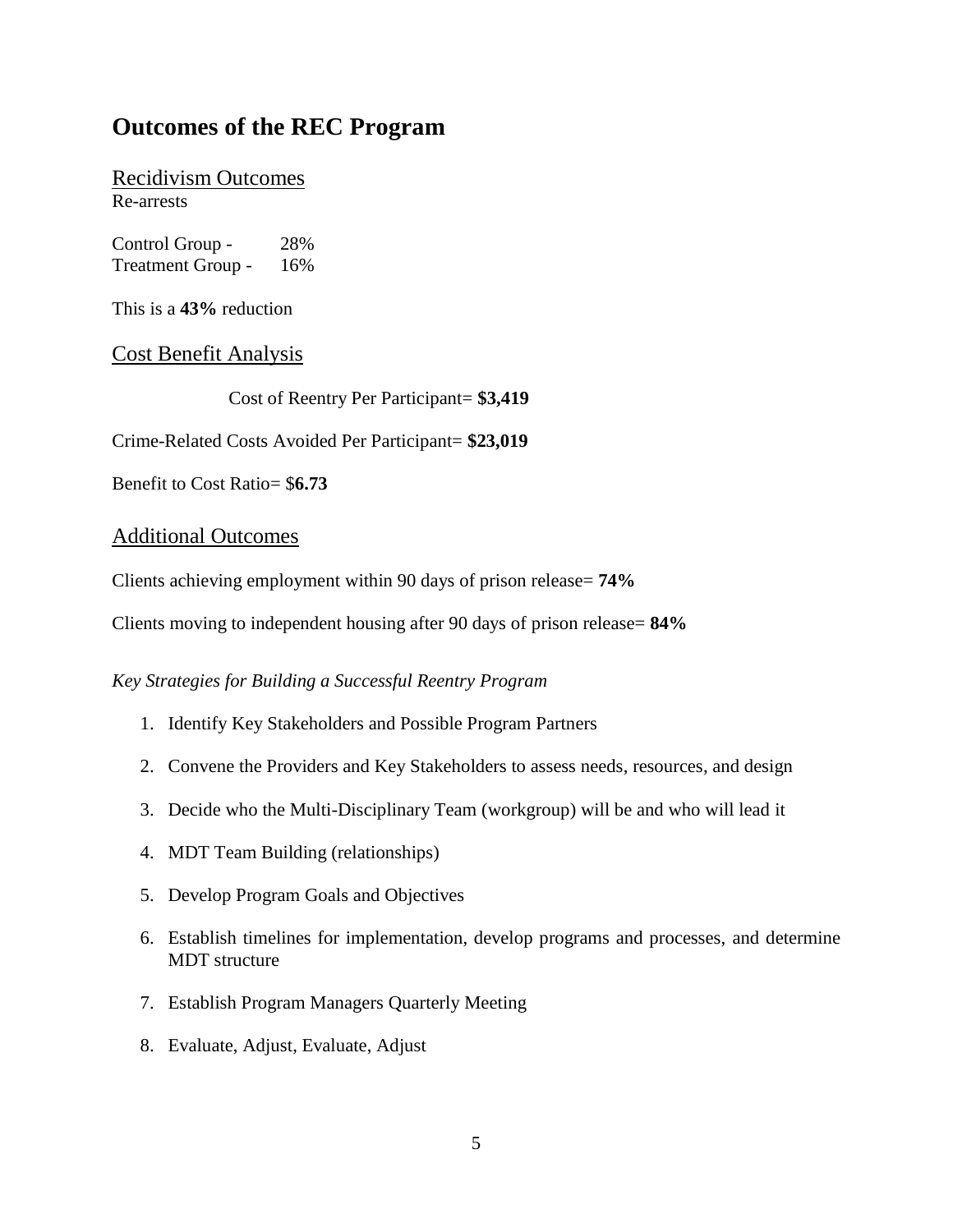## Outcomes of the REC Program

### Recidivism Outcomes

Re-arrests

Control Group - 28%
Treatment Group - 16%

This is a **43%** reduction

### Cost Benefit Analysis

Cost of Reentry Per Participant= **$3,419**

Crime-Related Costs Avoided Per Participant= **$23,019**

Benefit to Cost Ratio= $**6.73**

### Additional Outcomes

Clients achieving employment within 90 days of prison release= **74%**

Clients moving to independent housing after 90 days of prison release= **84%**

*Key Strategies for Building a Successful Reentry Program*

1. Identify Key Stakeholders and Possible Program Partners
2. Convene the Providers and Key Stakeholders to assess needs, resources, and design
3. Decide who the Multi-Disciplinary Team (workgroup) will be and who will lead it
4. MDT Team Building (relationships)
5. Develop Program Goals and Objectives
6. Establish timelines for implementation, develop programs and processes, and determine MDT structure
7. Establish Program Managers Quarterly Meeting
8. Evaluate, Adjust, Evaluate, Adjust